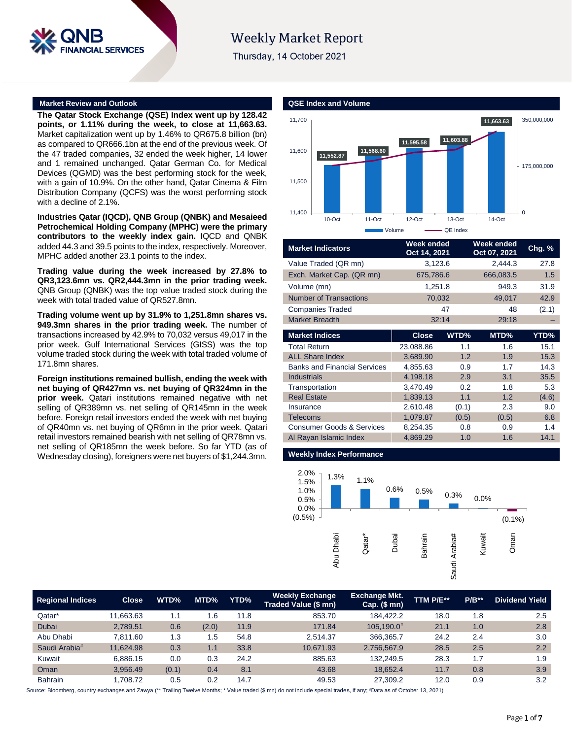# Weekly Market Report

Thursday, 14 October 2021

## Market Review and Outlook

**The Qatar Stock Exchange (QSE) Index went up by 128.42 points, or 1.11% during the week, to close at 11,663.63.** Market capitalization went up by 1.46% to QR675.8 billion (bn) as compared to QR666.1bn at the end of the previous week. Of the 47 traded companies, 32 ended the week higher, 14 lower and 1 remained unchanged. Qatar German Co. for Medical Devices (QGMD) was the best performing stock for the week, with a gain of 10.9%. On the other hand, Qatar Cinema & Film Distribution Company (QCFS) was the worst performing stock with a decline of 2.1%.

**Industries Qatar (IQCD), QNB Group (QNBK) and Mesaieed Petrochemical Holding Company (MPHC) were the primary contributors to the weekly index gain.** IQCD and QNBK added 44.3 and 39.5 points to the index, respectively. Moreover, MPHC added another 23.1 points to the index.

**Trading value during the week increased by 27.8% to QR3,123.6mn vs. QR2,444.3mn in the prior trading week.** QNB Group (QNBK) was the top value traded stock during the week with total traded value of QR527.8mn.

**Trading volume went up by 31.9% to 1,251.8mn shares vs. 949.3mn shares in the prior trading week.** The number of transactions increased by 42.9% to 70,032 versus 49,017 in the prior week. Gulf International Services (GISS) was the top volume traded stock during the week with total traded volume of 171.8mn shares.

**Foreign institutions remained bullish, ending the week with net buying of QR427mn vs. net buying of QR324mn in the prior week.** Qatari institutions remained negative with net selling of QR389mn vs. net selling of QR145mn in the week before. Foreign retail investors ended the week with net buying of QR40mn vs. net buying of QR6mn in the prior week. Qatari retail investors remained bearish with net selling of QR78mn vs. net selling of QR185mn the week before. So far YTD (as of Wednesday closing), foreigners were net buyers of $1,244.3mn.

## QSE Index and Volume

| Date | QE Index |
|---|---|
| 10-Oct | 11,552.87 |
| 11-Oct | 11,568.60 |
| 12-Oct | 11,595.58 |
| 13-Oct | 11,603.88 |
| 14-Oct | 11,663.63 |

| Market Indicators | Week ended Oct 14, 2021 | Week ended Oct 07, 2021 | Chg. % |
|---|---|---|---|
| Value Traded (QR mn) | 3,123.6 | 2,444.3 | 27.8 |
| Exch. Market Cap. (QR mn) | 675,786.6 | 666,083.5 | 1.5 |
| Volume (mn) | 1,251.8 | 949.3 | 31.9 |
| Number of Transactions | 70,032 | 49,017 | 42.9 |
| Companies Traded | 47 | 48 | (2.1) |
| Market Breadth | 32:14 | 29:18 | – |

| Market Indices | Close | WTD% | MTD% | YTD% |
|---|---|---|---|---|
| Total Return | 23,088.86 | 1.1 | 1.6 | 15.1 |
| ALL Share Index | 3,689.90 | 1.2 | 1.9 | 15.3 |
| Banks and Financial Services | 4,855.63 | 0.9 | 1.7 | 14.3 |
| Industrials | 4,198.18 | 2.9 | 3.1 | 35.5 |
| Transportation | 3,470.49 | 0.2 | 1.8 | 5.3 |
| Real Estate | 1,839.13 | 1.1 | 1.2 | (4.6) |
| Insurance | 2,610.48 | (0.1) | 2.3 | 9.0 |
| Telecoms | 1,079.87 | (0.5) | (0.5) | 6.8 |
| Consumer Goods & Services | 8,254.35 | 0.8 | 0.9 | 1.4 |
| Al Rayan Islamic Index | 4,869.29 | 1.0 | 1.6 | 14.1 |

## Weekly Index Performance

| Market | WTD |
|---|---|
| Abu Dhabi | 1.3% |
| Qatar* | 1.1% |
| Dubai | 0.6% |
| Bahrain | 0.5% |
| Saudi Arabia# | 0.3% |
| Kuwait | 0.0% |
| Oman | (0.1%) |

| Regional Indices | Close | WTD% | MTD% | YTD% | Weekly Exchange Traded Value ($ mn) | Exchange Mkt. Cap. ($ mn) | TTM P/E** | P/B** | Dividend Yield |
|---|---|---|---|---|---|---|---|---|---|
| Qatar* | 11,663.63 | 1.1 | 1.6 | 11.8 | 853.70 | 184,422.2 | 18.0 | 1.8 | 2.5 |
| Dubai | 2,789.51 | 0.6 | (2.0) | 11.9 | 171.84 | 105,190.0# | 21.1 | 1.0 | 2.8 |
| Abu Dhabi | 7,811.60 | 1.3 | 1.5 | 54.8 | 2,514.37 | 366,365.7 | 24.2 | 2.4 | 3.0 |
| Saudi Arabia# | 11,624.98 | 0.3 | 1.1 | 33.8 | 10,671.93 | 2,756,567.9 | 28.5 | 2.5 | 2.2 |
| Kuwait | 6,886.15 | 0.0 | 0.3 | 24.2 | 885.63 | 132,249.5 | 28.3 | 1.7 | 1.9 |
| Oman | 3,956.49 | (0.1) | 0.4 | 8.1 | 43.68 | 18,652.4 | 11.7 | 0.8 | 3.9 |
| Bahrain | 1,708.72 | 0.5 | 0.2 | 14.7 | 49.53 | 27,309.2 | 12.0 | 0.9 | 3.2 |

Source: Bloomberg, country exchanges and Zawya (** Trailing Twelve Months; * Value traded ($ mn) do not include special trades, if any; #Data as of October 13, 2021)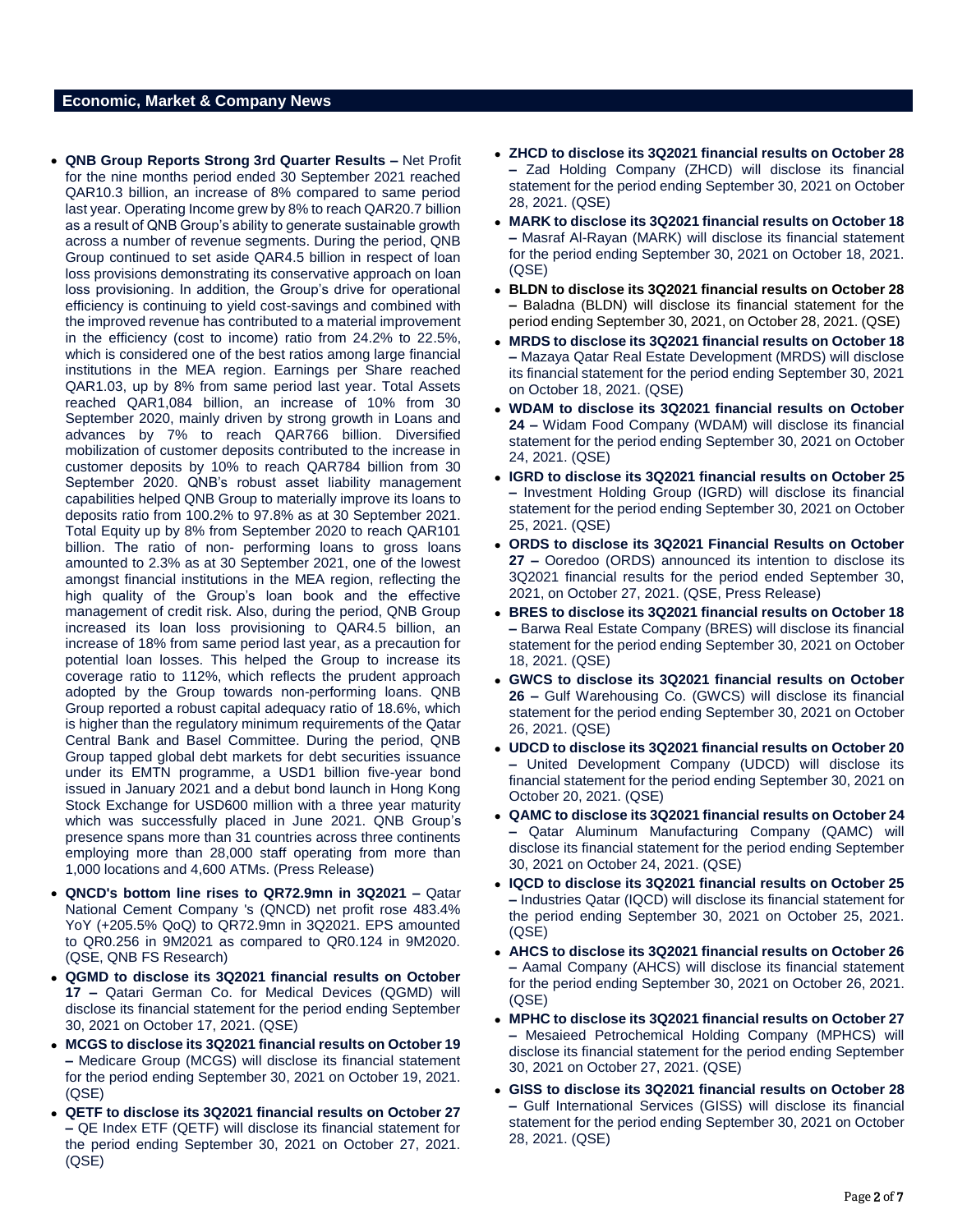## Economic, Market & Company News

- **QNB Group Reports Strong 3rd Quarter Results –** Net Profit for the nine months period ended 30 September 2021 reached QAR10.3 billion, an increase of 8% compared to same period last year. Operating Income grew by 8% to reach QAR20.7 billion as a result of QNB Group's ability to generate sustainable growth across a number of revenue segments. During the period, QNB Group continued to set aside QAR4.5 billion in respect of loan loss provisions demonstrating its conservative approach on loan loss provisioning. In addition, the Group's drive for operational efficiency is continuing to yield cost-savings and combined with the improved revenue has contributed to a material improvement in the efficiency (cost to income) ratio from 24.2% to 22.5%, which is considered one of the best ratios among large financial institutions in the MEA region. Earnings per Share reached QAR1.03, up by 8% from same period last year. Total Assets reached QAR1,084 billion, an increase of 10% from 30 September 2020, mainly driven by strong growth in Loans and advances by 7% to reach QAR766 billion. Diversified mobilization of customer deposits contributed to the increase in customer deposits by 10% to reach QAR784 billion from 30 September 2020. QNB's robust asset liability management capabilities helped QNB Group to materially improve its loans to deposits ratio from 100.2% to 97.8% as at 30 September 2021. Total Equity up by 8% from September 2020 to reach QAR101 billion. The ratio of non- performing loans to gross loans amounted to 2.3% as at 30 September 2021, one of the lowest amongst financial institutions in the MEA region, reflecting the high quality of the Group's loan book and the effective management of credit risk. Also, during the period, QNB Group increased its loan loss provisioning to QAR4.5 billion, an increase of 18% from same period last year, as a precaution for potential loan losses. This helped the Group to increase its coverage ratio to 112%, which reflects the prudent approach adopted by the Group towards non-performing loans. QNB Group reported a robust capital adequacy ratio of 18.6%, which is higher than the regulatory minimum requirements of the Qatar Central Bank and Basel Committee. During the period, QNB Group tapped global debt markets for debt securities issuance under its EMTN programme, a USD1 billion five-year bond issued in January 2021 and a debut bond launch in Hong Kong Stock Exchange for USD600 million with a three year maturity which was successfully placed in June 2021. QNB Group's presence spans more than 31 countries across three continents employing more than 28,000 staff operating from more than 1,000 locations and 4,600 ATMs. (Press Release)
- **QNCD's bottom line rises to QR72.9mn in 3Q2021 –** Qatar National Cement Company 's (QNCD) net profit rose 483.4% YoY (+205.5% QoQ) to QR72.9mn in 3Q2021. EPS amounted to QR0.256 in 9M2021 as compared to QR0.124 in 9M2020. (QSE, QNB FS Research)
- **QGMD to disclose its 3Q2021 financial results on October 17 –** Qatari German Co. for Medical Devices (QGMD) will disclose its financial statement for the period ending September 30, 2021 on October 17, 2021. (QSE)
- **MCGS to disclose its 3Q2021 financial results on October 19 –** Medicare Group (MCGS) will disclose its financial statement for the period ending September 30, 2021 on October 19, 2021. (QSE)
- **QETF to disclose its 3Q2021 financial results on October 27 –** QE Index ETF (QETF) will disclose its financial statement for the period ending September 30, 2021 on October 27, 2021. (QSE)
- **ZHCD to disclose its 3Q2021 financial results on October 28 –** Zad Holding Company (ZHCD) will disclose its financial statement for the period ending September 30, 2021 on October 28, 2021. (QSE)
- **MARK to disclose its 3Q2021 financial results on October 18 –** Masraf Al-Rayan (MARK) will disclose its financial statement for the period ending September 30, 2021 on October 18, 2021. (QSE)
- **BLDN to disclose its 3Q2021 financial results on October 28 –** Baladna (BLDN) will disclose its financial statement for the period ending September 30, 2021, on October 28, 2021. (QSE)
- **MRDS to disclose its 3Q2021 financial results on October 18 –** Mazaya Qatar Real Estate Development (MRDS) will disclose its financial statement for the period ending September 30, 2021 on October 18, 2021. (QSE)
- **WDAM to disclose its 3Q2021 financial results on October 24 –** Widam Food Company (WDAM) will disclose its financial statement for the period ending September 30, 2021 on October 24, 2021. (QSE)
- **IGRD to disclose its 3Q2021 financial results on October 25 –** Investment Holding Group (IGRD) will disclose its financial statement for the period ending September 30, 2021 on October 25, 2021. (QSE)
- **ORDS to disclose its 3Q2021 Financial Results on October 27 –** Ooredoo (ORDS) announced its intention to disclose its 3Q2021 financial results for the period ended September 30, 2021, on October 27, 2021. (QSE, Press Release)
- **BRES to disclose its 3Q2021 financial results on October 18 –** Barwa Real Estate Company (BRES) will disclose its financial statement for the period ending September 30, 2021 on October 18, 2021. (QSE)
- **GWCS to disclose its 3Q2021 financial results on October 26 –** Gulf Warehousing Co. (GWCS) will disclose its financial statement for the period ending September 30, 2021 on October 26, 2021. (QSE)
- **UDCD to disclose its 3Q2021 financial results on October 20 –** United Development Company (UDCD) will disclose its financial statement for the period ending September 30, 2021 on October 20, 2021. (QSE)
- **QAMC to disclose its 3Q2021 financial results on October 24 –** Qatar Aluminum Manufacturing Company (QAMC) will disclose its financial statement for the period ending September 30, 2021 on October 24, 2021. (QSE)
- **IQCD to disclose its 3Q2021 financial results on October 25 –** Industries Qatar (IQCD) will disclose its financial statement for the period ending September 30, 2021 on October 25, 2021. (QSE)
- **AHCS to disclose its 3Q2021 financial results on October 26 –** Aamal Company (AHCS) will disclose its financial statement for the period ending September 30, 2021 on October 26, 2021. (QSE)
- **MPHC to disclose its 3Q2021 financial results on October 27 –** Mesaieed Petrochemical Holding Company (MPHCS) will disclose its financial statement for the period ending September 30, 2021 on October 27, 2021. (QSE)
- **GISS to disclose its 3Q2021 financial results on October 28 –** Gulf International Services (GISS) will disclose its financial statement for the period ending September 30, 2021 on October 28, 2021. (QSE)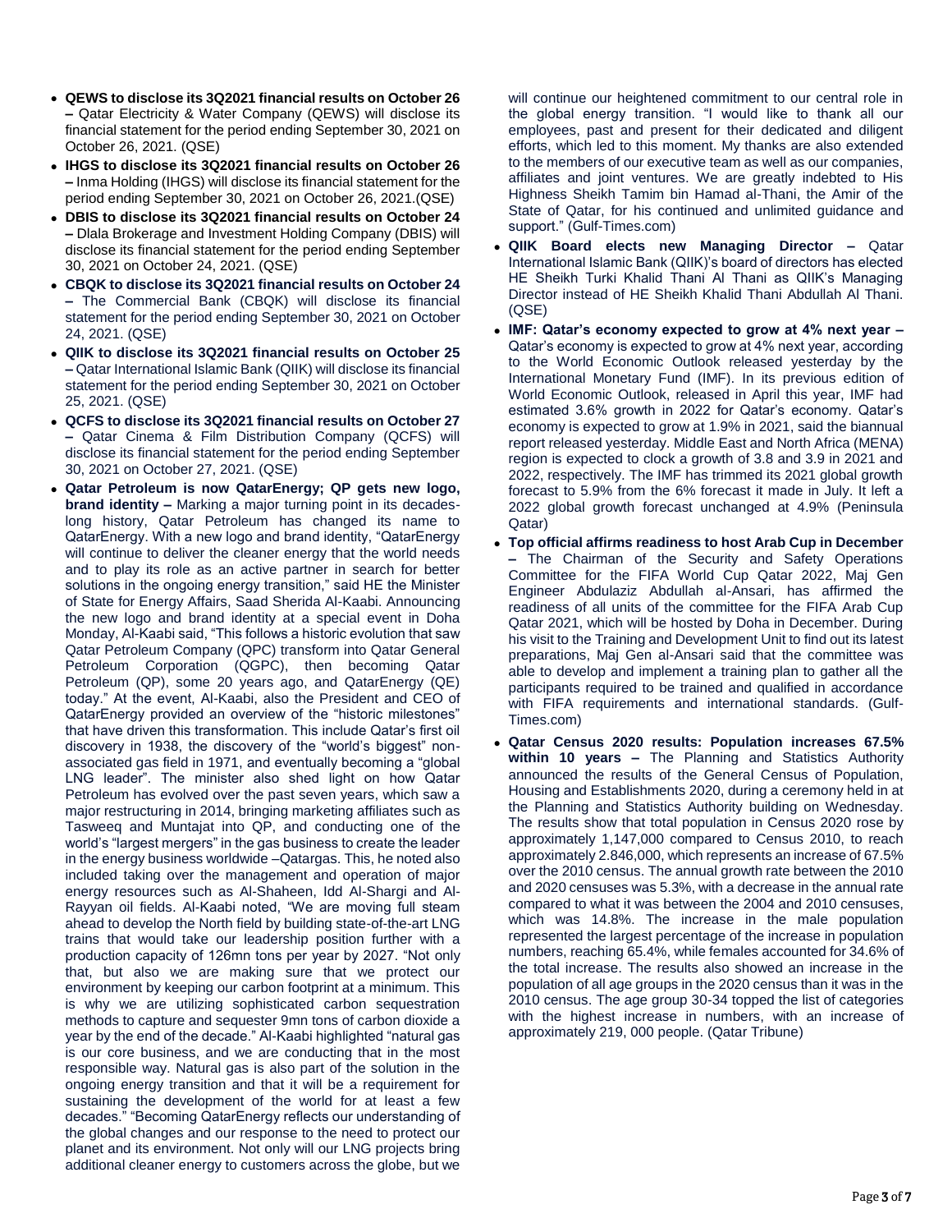- **QEWS to disclose its 3Q2021 financial results on October 26 –** Qatar Electricity & Water Company (QEWS) will disclose its financial statement for the period ending September 30, 2021 on October 26, 2021. (QSE)
- **IHGS to disclose its 3Q2021 financial results on October 26 –** Inma Holding (IHGS) will disclose its financial statement for the period ending September 30, 2021 on October 26, 2021.(QSE)
- **DBIS to disclose its 3Q2021 financial results on October 24 –** Dlala Brokerage and Investment Holding Company (DBIS) will disclose its financial statement for the period ending September 30, 2021 on October 24, 2021. (QSE)
- **CBQK to disclose its 3Q2021 financial results on October 24 –** The Commercial Bank (CBQK) will disclose its financial statement for the period ending September 30, 2021 on October 24, 2021. (QSE)
- **QIIK to disclose its 3Q2021 financial results on October 25 –** Qatar International Islamic Bank (QIIK) will disclose its financial statement for the period ending September 30, 2021 on October 25, 2021. (QSE)
- **QCFS to disclose its 3Q2021 financial results on October 27 –** Qatar Cinema & Film Distribution Company (QCFS) will disclose its financial statement for the period ending September 30, 2021 on October 27, 2021. (QSE)
- **Qatar Petroleum is now QatarEnergy; QP gets new logo, brand identity –** Marking a major turning point in its decades-long history, Qatar Petroleum has changed its name to QatarEnergy. With a new logo and brand identity, "QatarEnergy will continue to deliver the cleaner energy that the world needs and to play its role as an active partner in search for better solutions in the ongoing energy transition," said HE the Minister of State for Energy Affairs, Saad Sherida Al-Kaabi. Announcing the new logo and brand identity at a special event in Doha Monday, Al-Kaabi said, "This follows a historic evolution that saw Qatar Petroleum Company (QPC) transform into Qatar General Petroleum Corporation (QGPC), then becoming Qatar Petroleum (QP), some 20 years ago, and QatarEnergy (QE) today." At the event, Al-Kaabi, also the President and CEO of QatarEnergy provided an overview of the "historic milestones" that have driven this transformation. This include Qatar's first oil discovery in 1938, the discovery of the "world's biggest" non-associated gas field in 1971, and eventually becoming a "global LNG leader". The minister also shed light on how Qatar Petroleum has evolved over the past seven years, which saw a major restructuring in 2014, bringing marketing affiliates such as Tasweeq and Muntajat into QP, and conducting one of the world's "largest mergers" in the gas business to create the leader in the energy business worldwide –Qatargas. This, he noted also included taking over the management and operation of major energy resources such as Al-Shaheen, Idd Al-Shargi and Al-Rayyan oil fields. Al-Kaabi noted, "We are moving full steam ahead to develop the North field by building state-of-the-art LNG trains that would take our leadership position further with a production capacity of 126mn tons per year by 2027. "Not only that, but also we are making sure that we protect our environment by keeping our carbon footprint at a minimum. This is why we are utilizing sophisticated carbon sequestration methods to capture and sequester 9mn tons of carbon dioxide a year by the end of the decade." Al-Kaabi highlighted "natural gas is our core business, and we are conducting that in the most responsible way. Natural gas is also part of the solution in the ongoing energy transition and that it will be a requirement for sustaining the development of the world for at least a few decades." "Becoming QatarEnergy reflects our understanding of the global changes and our response to the need to protect our planet and its environment. Not only will our LNG projects bring additional cleaner energy to customers across the globe, but we will continue our heightened commitment to our central role in the global energy transition. "I would like to thank all our employees, past and present for their dedicated and diligent efforts, which led to this moment. My thanks are also extended to the members of our executive team as well as our companies, affiliates and joint ventures. We are greatly indebted to His Highness Sheikh Tamim bin Hamad al-Thani, the Amir of the State of Qatar, for his continued and unlimited guidance and support." (Gulf-Times.com)
- **QIIK Board elects new Managing Director –** Qatar International Islamic Bank (QIIK)'s board of directors has elected HE Sheikh Turki Khalid Thani Al Thani as QIIK's Managing Director instead of HE Sheikh Khalid Thani Abdullah Al Thani. (QSE)
- **IMF: Qatar's economy expected to grow at 4% next year –** Qatar's economy is expected to grow at 4% next year, according to the World Economic Outlook released yesterday by the International Monetary Fund (IMF). In its previous edition of World Economic Outlook, released in April this year, IMF had estimated 3.6% growth in 2022 for Qatar's economy. Qatar's economy is expected to grow at 1.9% in 2021, said the biannual report released yesterday. Middle East and North Africa (MENA) region is expected to clock a growth of 3.8 and 3.9 in 2021 and 2022, respectively. The IMF has trimmed its 2021 global growth forecast to 5.9% from the 6% forecast it made in July. It left a 2022 global growth forecast unchanged at 4.9% (Peninsula Qatar)
- **Top official affirms readiness to host Arab Cup in December –** The Chairman of the Security and Safety Operations Committee for the FIFA World Cup Qatar 2022, Maj Gen Engineer Abdulaziz Abdullah al-Ansari, has affirmed the readiness of all units of the committee for the FIFA Arab Cup Qatar 2021, which will be hosted by Doha in December. During his visit to the Training and Development Unit to find out its latest preparations, Maj Gen al-Ansari said that the committee was able to develop and implement a training plan to gather all the participants required to be trained and qualified in accordance with FIFA requirements and international standards. (Gulf-Times.com)
- **Qatar Census 2020 results: Population increases 67.5% within 10 years –** The Planning and Statistics Authority announced the results of the General Census of Population, Housing and Establishments 2020, during a ceremony held in at the Planning and Statistics Authority building on Wednesday. The results show that total population in Census 2020 rose by approximately 1,147,000 compared to Census 2010, to reach approximately 2.846,000, which represents an increase of 67.5% over the 2010 census. The annual growth rate between the 2010 and 2020 censuses was 5.3%, with a decrease in the annual rate compared to what it was between the 2004 and 2010 censuses, which was 14.8%. The increase in the male population represented the largest percentage of the increase in population numbers, reaching 65.4%, while females accounted for 34.6% of the total increase. The results also showed an increase in the population of all age groups in the 2020 census than it was in the 2010 census. The age group 30-34 topped the list of categories with the highest increase in numbers, with an increase of approximately 219, 000 people. (Qatar Tribune)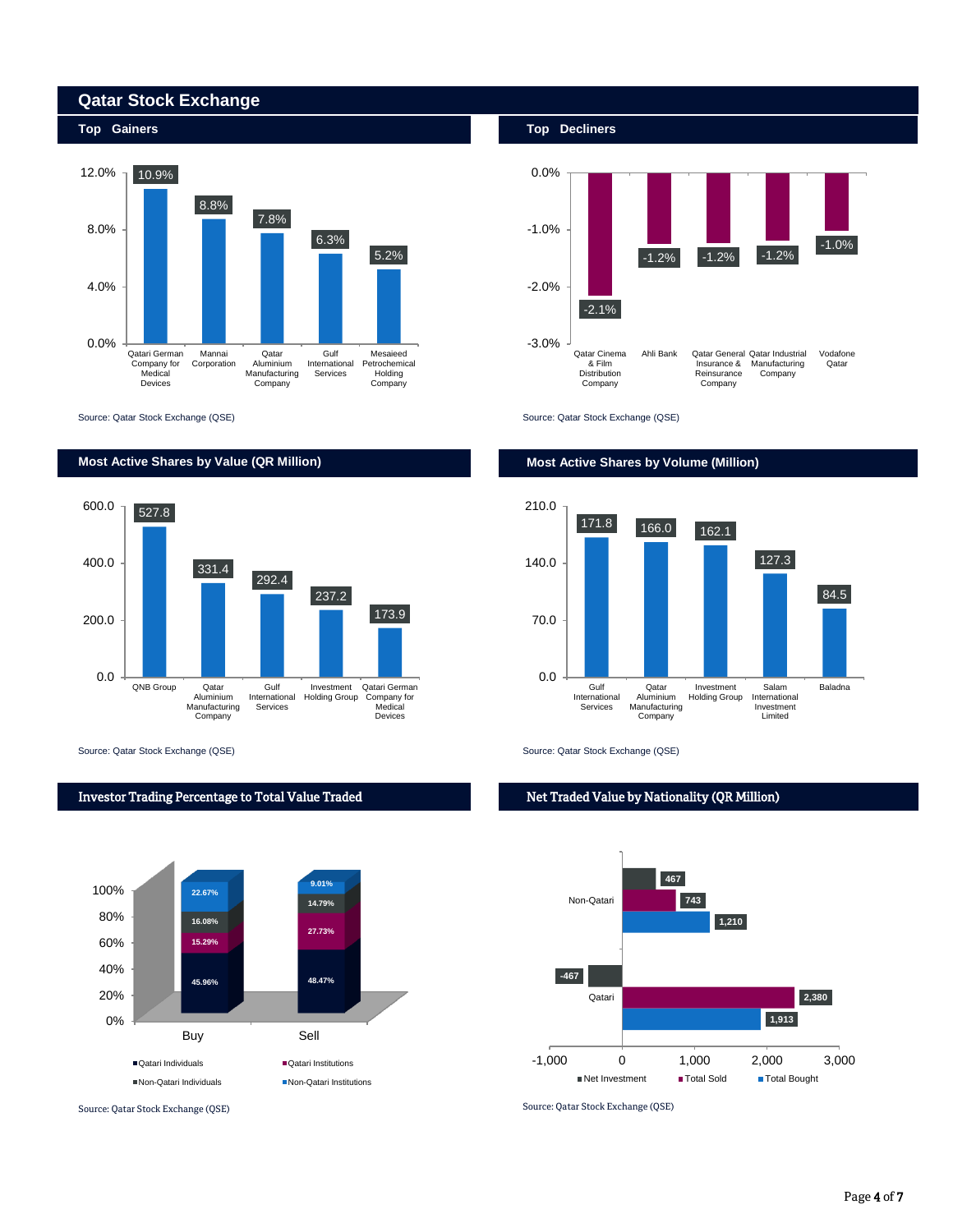# Qatar Stock Exchange

## Top Gainers

| Company | Change |
|---|---|
| Qatari German Company for Medical Devices | 10.9% |
| Mannai Corporation | 8.8% |
| Qatar Aluminium Manufacturing Company | 7.8% |
| Gulf International Services | 6.3% |
| Mesaieed Petrochemical Holding Company | 5.2% |

Source: Qatar Stock Exchange (QSE)

## Top Decliners

| Company | Change |
|---|---|
| Qatar Cinema & Film Distribution Company | -2.1% |
| Ahli Bank | -1.2% |
| Qatar General Insurance & Reinsurance Company | -1.2% |
| Qatar Industrial Manufacturing Company | -1.2% |
| Vodafone Qatar | -1.0% |

Source: Qatar Stock Exchange (QSE)

## Most Active Shares by Value (QR Million)

| Company | Value |
|---|---|
| QNB Group | 527.8 |
| Qatar Aluminium Manufacturing Company | 331.4 |
| Gulf International Services | 292.4 |
| Investment Holding Group | 237.2 |
| Qatari German Company for Medical Devices | 173.9 |

Source: Qatar Stock Exchange (QSE)

## Most Active Shares by Volume (Million)

| Company | Volume |
|---|---|
| Gulf International Services | 171.8 |
| Qatar Aluminium Manufacturing Company | 166.0 |
| Investment Holding Group | 162.1 |
| Salam International Investment Limited | 127.3 |
| Baladna | 84.5 |

Source: Qatar Stock Exchange (QSE)

## Investor Trading Percentage to Total Value Traded

| | Buy | Sell |
|---|---|---|
| Qatari Individuals | 45.96% | 48.47% |
| Qatari Institutions | 15.29% | 27.73% |
| Non-Qatari Individuals | 16.08% | 14.79% |
| Non-Qatari Institutions | 22.67% | 9.01% |

Source: Qatar Stock Exchange (QSE)

## Net Traded Value by Nationality (QR Million)

| | Net Investment | Total Sold | Total Bought |
|---|---|---|---|
| Non-Qatari | 467 | 743 | 1,210 |
| Qatari | -467 | 2,380 | 1,913 |

Source: Qatar Stock Exchange (QSE)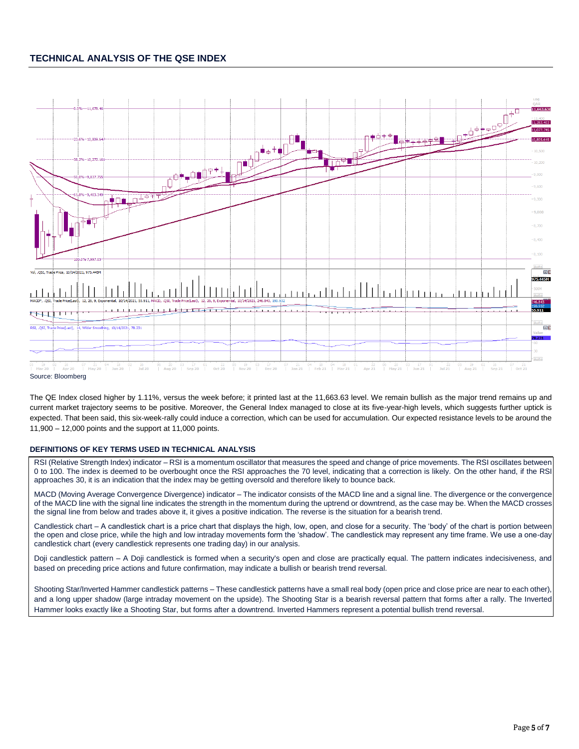## TECHNICAL ANALYSIS OF THE QSE INDEX

Source: Bloomberg

The QE Index closed higher by 1.11%, versus the week before; it printed last at the 11,663.63 level. We remain bullish as the major trend remains up and current market trajectory seems to be positive. Moreover, the General Index managed to close at its five-year-high levels, which suggests further uptick is expected. That been said, this six-week-rally could induce a correction, which can be used for accumulation. Our expected resistance levels to be around the 11,900 – 12,000 points and the support at 11,000 points.

### DEFINITIONS OF KEY TERMS USED IN TECHNICAL ANALYSIS

RSI (Relative Strength Index) indicator – RSI is a momentum oscillator that measures the speed and change of price movements. The RSI oscillates between 0 to 100. The index is deemed to be overbought once the RSI approaches the 70 level, indicating that a correction is likely. On the other hand, if the RSI approaches 30, it is an indication that the index may be getting oversold and therefore likely to bounce back.

MACD (Moving Average Convergence Divergence) indicator – The indicator consists of the MACD line and a signal line. The divergence or the convergence of the MACD line with the signal line indicates the strength in the momentum during the uptrend or downtrend, as the case may be. When the MACD crosses the signal line from below and trades above it, it gives a positive indication. The reverse is the situation for a bearish trend.

Candlestick chart – A candlestick chart is a price chart that displays the high, low, open, and close for a security. The 'body' of the chart is portion between the open and close price, while the high and low intraday movements form the 'shadow'. The candlestick may represent any time frame. We use a one-day candlestick chart (every candlestick represents one trading day) in our analysis.

Doji candlestick pattern – A Doji candlestick is formed when a security's open and close are practically equal. The pattern indicates indecisiveness, and based on preceding price actions and future confirmation, may indicate a bullish or bearish trend reversal.

Shooting Star/Inverted Hammer candlestick patterns – These candlestick patterns have a small real body (open price and close price are near to each other), and a long upper shadow (large intraday movement on the upside). The Shooting Star is a bearish reversal pattern that forms after a rally. The Inverted Hammer looks exactly like a Shooting Star, but forms after a downtrend. Inverted Hammers represent a potential bullish trend reversal.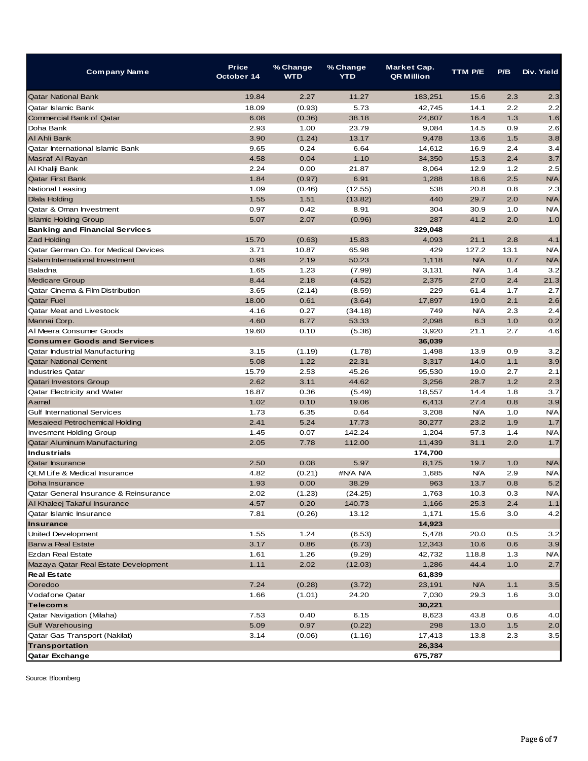| Company Name | Price October 14 | % Change WTD | % Change YTD | Market Cap. QR Million | TTM P/E | P/B | Div. Yield |
|---|---|---|---|---|---|---|---|
| Qatar National Bank | 19.84 | 2.27 | 11.27 | 183,251 | 15.6 | 2.3 | 2.3 |
| Qatar Islamic Bank | 18.09 | (0.93) | 5.73 | 42,745 | 14.1 | 2.2 | 2.2 |
| Commercial Bank of Qatar | 6.08 | (0.36) | 38.18 | 24,607 | 16.4 | 1.3 | 1.6 |
| Doha Bank | 2.93 | 1.00 | 23.79 | 9,084 | 14.5 | 0.9 | 2.6 |
| Al Ahli Bank | 3.90 | (1.24) | 13.17 | 9,478 | 13.6 | 1.5 | 3.8 |
| Qatar International Islamic Bank | 9.65 | 0.24 | 6.64 | 14,612 | 16.9 | 2.4 | 3.4 |
| Masraf Al Rayan | 4.58 | 0.04 | 1.10 | 34,350 | 15.3 | 2.4 | 3.7 |
| Al Khaliji Bank | 2.24 | 0.00 | 21.87 | 8,064 | 12.9 | 1.2 | 2.5 |
| Qatar First Bank | 1.84 | (0.97) | 6.91 | 1,288 | 18.6 | 2.5 | N/A |
| National Leasing | 1.09 | (0.46) | (12.55) | 538 | 20.8 | 0.8 | 2.3 |
| Dlala Holding | 1.55 | 1.51 | (13.82) | 440 | 29.7 | 2.0 | N/A |
| Qatar & Oman Investment | 0.97 | 0.42 | 8.91 | 304 | 30.9 | 1.0 | N/A |
| Islamic Holding Group | 5.07 | 2.07 | (0.96) | 287 | 41.2 | 2.0 | 1.0 |
| **Banking and Financial Services** | | | | **329,048** | | | |
| Zad Holding | 15.70 | (0.63) | 15.83 | 4,093 | 21.1 | 2.8 | 4.1 |
| Qatar German Co. for Medical Devices | 3.71 | 10.87 | 65.98 | 429 | 127.2 | 13.1 | N/A |
| Salam International Investment | 0.98 | 2.19 | 50.23 | 1,118 | N/A | 0.7 | N/A |
| Baladna | 1.65 | 1.23 | (7.99) | 3,131 | N/A | 1.4 | 3.2 |
| Medicare Group | 8.44 | 2.18 | (4.52) | 2,375 | 27.0 | 2.4 | 21.3 |
| Qatar Cinema & Film Distribution | 3.65 | (2.14) | (8.59) | 229 | 61.4 | 1.7 | 2.7 |
| Qatar Fuel | 18.00 | 0.61 | (3.64) | 17,897 | 19.0 | 2.1 | 2.6 |
| Qatar Meat and Livestock | 4.16 | 0.27 | (34.18) | 749 | N/A | 2.3 | 2.4 |
| Mannai Corp. | 4.60 | 8.77 | 53.33 | 2,098 | 6.3 | 1.0 | 0.2 |
| Al Meera Consumer Goods | 19.60 | 0.10 | (5.36) | 3,920 | 21.1 | 2.7 | 4.6 |
| **Consumer Goods and Services** | | | | **36,039** | | | |
| Qatar Industrial Manufacturing | 3.15 | (1.19) | (1.78) | 1,498 | 13.9 | 0.9 | 3.2 |
| Qatar National Cement | 5.08 | 1.22 | 22.31 | 3,317 | 14.0 | 1.1 | 3.9 |
| Industries Qatar | 15.79 | 2.53 | 45.26 | 95,530 | 19.0 | 2.7 | 2.1 |
| Qatari Investors Group | 2.62 | 3.11 | 44.62 | 3,256 | 28.7 | 1.2 | 2.3 |
| Qatar Electricity and Water | 16.87 | 0.36 | (5.49) | 18,557 | 14.4 | 1.8 | 3.7 |
| Aamal | 1.02 | 0.10 | 19.06 | 6,413 | 27.4 | 0.8 | 3.9 |
| Gulf International Services | 1.73 | 6.35 | 0.64 | 3,208 | N/A | 1.0 | N/A |
| Mesaieed Petrochemical Holding | 2.41 | 5.24 | 17.73 | 30,277 | 23.2 | 1.9 | 1.7 |
| Invesment Holding Group | 1.45 | 0.07 | 142.24 | 1,204 | 57.3 | 1.4 | N/A |
| Qatar Aluminum Manufacturing | 2.05 | 7.78 | 112.00 | 11,439 | 31.1 | 2.0 | 1.7 |
| **Industrials** | | | | **174,700** | | | |
| Qatar Insurance | 2.50 | 0.08 | 5.97 | 8,175 | 19.7 | 1.0 | N/A |
| QLM Life & Medical Insurance | 4.82 | (0.21) | #N/A N/A | 1,685 | N/A | 2.9 | N/A |
| Doha Insurance | 1.93 | 0.00 | 38.29 | 963 | 13.7 | 0.8 | 5.2 |
| Qatar General Insurance & Reinsurance | 2.02 | (1.23) | (24.25) | 1,763 | 10.3 | 0.3 | N/A |
| Al Khaleej Takaful Insurance | 4.57 | 0.20 | 140.73 | 1,166 | 25.3 | 2.4 | 1.1 |
| Qatar Islamic Insurance | 7.81 | (0.26) | 13.12 | 1,171 | 15.6 | 3.0 | 4.2 |
| **Insurance** | | | | **14,923** | | | |
| United Development | 1.55 | 1.24 | (6.53) | 5,478 | 20.0 | 0.5 | 3.2 |
| Barwa Real Estate | 3.17 | 0.86 | (6.73) | 12,343 | 10.6 | 0.6 | 3.9 |
| Ezdan Real Estate | 1.61 | 1.26 | (9.29) | 42,732 | 118.8 | 1.3 | N/A |
| Mazaya Qatar Real Estate Development | 1.11 | 2.02 | (12.03) | 1,286 | 44.4 | 1.0 | 2.7 |
| **Real Estate** | | | | **61,839** | | | |
| Ooredoo | 7.24 | (0.28) | (3.72) | 23,191 | N/A | 1.1 | 3.5 |
| Vodafone Qatar | 1.66 | (1.01) | 24.20 | 7,030 | 29.3 | 1.6 | 3.0 |
| **Telecoms** | | | | **30,221** | | | |
| Qatar Navigation (Milaha) | 7.53 | 0.40 | 6.15 | 8,623 | 43.8 | 0.6 | 4.0 |
| Gulf Warehousing | 5.09 | 0.97 | (0.22) | 298 | 13.0 | 1.5 | 2.0 |
| Qatar Gas Transport (Nakilat) | 3.14 | (0.06) | (1.16) | 17,413 | 13.8 | 2.3 | 3.5 |
| **Transportation** | | | | **26,334** | | | |
| **Qatar Exchange** | | | | **675,787** | | | |

Source: Bloomberg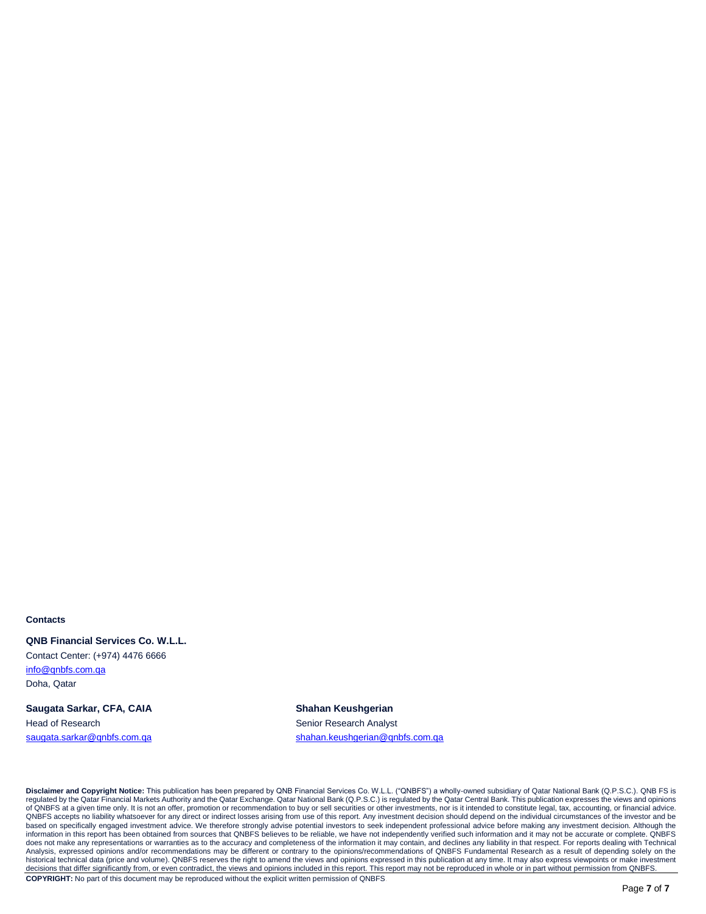**Contacts**

**QNB Financial Services Co. W.L.L.**

Contact Center: (+974) 4476 6666

info@qnbfs.com.qa

Doha, Qatar

**Saugata Sarkar, CFA, CAIA**

Head of Research

saugata.sarkar@qnbfs.com.qa

**Shahan Keushgerian**

Senior Research Analyst

shahan.keushgerian@qnbfs.com.qa

**Disclaimer and Copyright Notice:** This publication has been prepared by QNB Financial Services Co. W.L.L. ("QNBFS") a wholly-owned subsidiary of Qatar National Bank (Q.P.S.C.). QNB FS is regulated by the Qatar Financial Markets Authority and the Qatar Exchange. Qatar National Bank (Q.P.S.C.) is regulated by the Qatar Central Bank. This publication expresses the views and opinions of QNBFS at a given time only. It is not an offer, promotion or recommendation to buy or sell securities or other investments, nor is it intended to constitute legal, tax, accounting, or financial advice. QNBFS accepts no liability whatsoever for any direct or indirect losses arising from use of this report. Any investment decision should depend on the individual circumstances of the investor and be based on specifically engaged investment advice. We therefore strongly advise potential investors to seek independent professional advice before making any investment decision. Although the information in this report has been obtained from sources that QNBFS believes to be reliable, we have not independently verified such information and it may not be accurate or complete. QNBFS does not make any representations or warranties as to the accuracy and completeness of the information it may contain, and declines any liability in that respect. For reports dealing with Technical Analysis, expressed opinions and/or recommendations may be different or contrary to the opinions/recommendations of QNBFS Fundamental Research as a result of depending solely on the historical technical data (price and volume). QNBFS reserves the right to amend the views and opinions expressed in this publication at any time. It may also express viewpoints or make investment decisions that differ significantly from, or even contradict, the views and opinions included in this report. This report may not be reproduced in whole or in part without permission from QNBFS.

**COPYRIGHT:** No part of this document may be reproduced without the explicit written permission of QNBFS